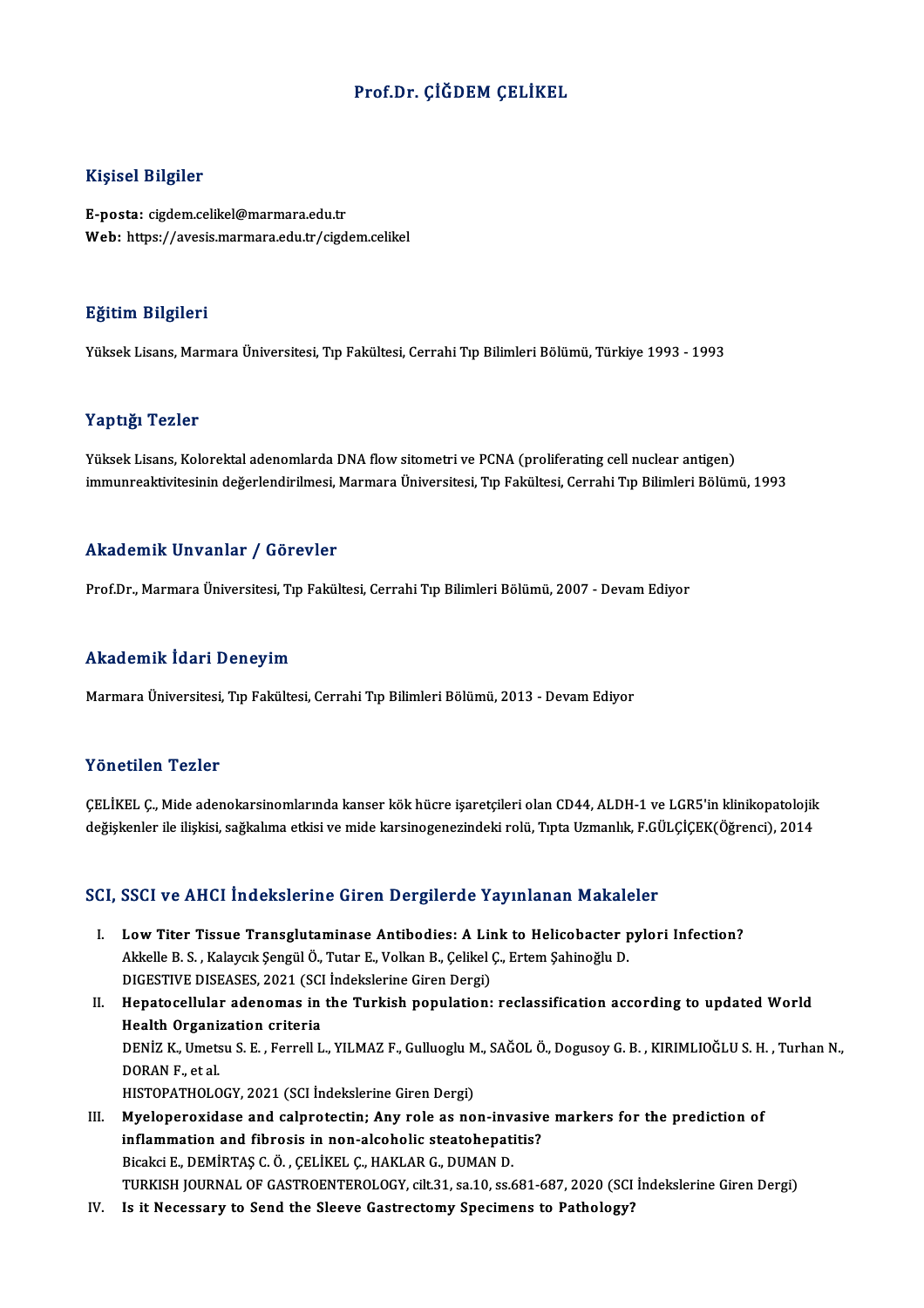# Prof.Dr. ÇİĞDEM ÇELİKEL

## Kişisel Bilgiler

**E-posta:** cigdem.celikel@marmara.edu.tr
**Web:** https://avesis.marmara.edu.tr/cigdem.celikel

## Eğitim Bilgileri

Yüksek Lisans, Marmara Üniversitesi, Tıp Fakültesi, Cerrahi Tıp Bilimleri Bölümü, Türkiye 1993 - 1993

## Yaptığı Tezler

Yüksek Lisans, Kolorektal adenomlarda DNA flow sitometri ve PCNA (proliferating cell nuclear antigen) immunreaktivitesinin değerlendirilmesi, Marmara Üniversitesi, Tıp Fakültesi, Cerrahi Tıp Bilimleri Bölümü, 1993

## Akademik Unvanlar / Görevler

Prof.Dr., Marmara Üniversitesi, Tıp Fakültesi, Cerrahi Tıp Bilimleri Bölümü, 2007 - Devam Ediyor

## Akademik İdari Deneyim

Marmara Üniversitesi, Tıp Fakültesi, Cerrahi Tıp Bilimleri Bölümü, 2013 - Devam Ediyor

## Yönetilen Tezler

ÇELİKEL Ç., Mide adenokarsinomlarında kanser kök hücre işaretçileri olan CD44, ALDH-1 ve LGR5'in klinikopatolojik değişkenler ile ilişkisi, sağkalıma etkisi ve mide karsinogenezindeki rolü, Tıpta Uzmanlık, F.GÜLÇİÇEK(Öğrenci), 2014

## SCI, SSCI ve AHCI İndekslerine Giren Dergilerde Yayınlanan Makaleler

I. **Low Titer Tissue Transglutaminase Antibodies: A Link to Helicobacter pylori Infection?**
Akkelle B. S. , Kalaycık Şengül Ö., Tutar E., Volkan B., Çelikel Ç., Ertem Şahinoğlu D.
DIGESTIVE DISEASES, 2021 (SCI İndekslerine Giren Dergi)

II. **Hepatocellular adenomas in the Turkish population: reclassification according to updated World Health Organization criteria**
DENİZ K., Umetsu S. E. , Ferrell L., YILMAZ F., Gulluoglu M., SAĞOL Ö., Dogusoy G. B. , KIRIMLIOĞLU S. H. , Turhan N., DORAN F., et al.
HISTOPATHOLOGY, 2021 (SCI İndekslerine Giren Dergi)

III. **Myeloperoxidase and calprotectin; Any role as non-invasive markers for the prediction of inflammation and fibrosis in non-alcoholic steatohepatitis?**
Bicakci E., DEMİRTAŞ C. Ö. , ÇELİKEL Ç., HAKLAR G., DUMAN D.
TURKISH JOURNAL OF GASTROENTEROLOGY, cilt.31, sa.10, ss.681-687, 2020 (SCI İndekslerine Giren Dergi)

IV. **Is it Necessary to Send the Sleeve Gastrectomy Specimens to Pathology?**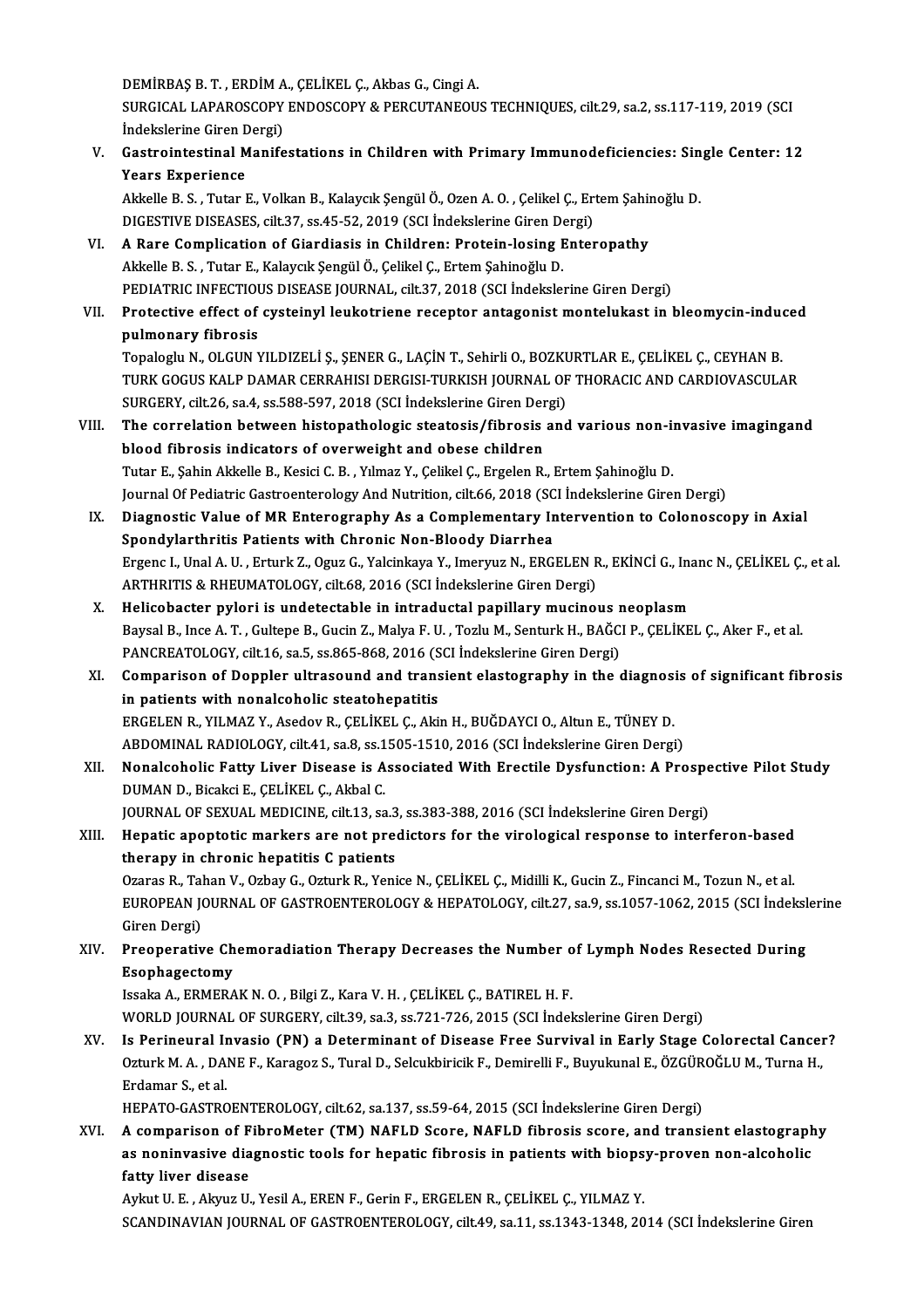DEMİRBAŞ B. T. , ERDİM A., ÇELİKEL Ç., Akbas G., Cingi A.
SURGICAL LAPAROSCOPY ENDOSCOPY & PERCUTANEOUS TECHNIQUES, cilt.29, sa.2, ss.117-119, 2019 (SCI İndekslerine Giren Dergi)

V. **Gastrointestinal Manifestations in Children with Primary Immunodeficiencies: Single Center: 12 Years Experience**
Akkelle B. S. , Tutar E., Volkan B., Kalaycık Şengül Ö., Ozen A. O. , Çelikel Ç., Ertem Şahinoğlu D.
DIGESTIVE DISEASES, cilt.37, ss.45-52, 2019 (SCI İndekslerine Giren Dergi)

VI. **A Rare Complication of Giardiasis in Children: Protein-losing Enteropathy**
Akkelle B. S. , Tutar E., Kalaycık Şengül Ö., Çelikel Ç., Ertem Şahinoğlu D.
PEDIATRIC INFECTIOUS DISEASE JOURNAL, cilt.37, 2018 (SCI İndekslerine Giren Dergi)

VII. **Protective effect of cysteinyl leukotriene receptor antagonist montelukast in bleomycin-induced pulmonary fibrosis**
Topaloglu N., OLGUN YILDIZELİ Ş., ŞENER G., LAÇİN T., Sehirli O., BOZKURTLAR E., ÇELİKEL Ç., CEYHAN B.
TURK GOGUS KALP DAMAR CERRAHISI DERGISI-TURKISH JOURNAL OF THORACIC AND CARDIOVASCULAR SURGERY, cilt.26, sa.4, ss.588-597, 2018 (SCI İndekslerine Giren Dergi)

VIII. **The correlation between histopathologic steatosis/fibrosis and various non-invasive imagingand blood fibrosis indicators of overweight and obese children**
Tutar E., Şahin Akkelle B., Kesici C. B. , Yılmaz Y., Çelikel Ç., Ergelen R., Ertem Şahinoğlu D.
Journal Of Pediatric Gastroenterology And Nutrition, cilt.66, 2018 (SCI İndekslerine Giren Dergi)

IX. **Diagnostic Value of MR Enterography As a Complementary Intervention to Colonoscopy in Axial Spondylarthritis Patients with Chronic Non-Bloody Diarrhea**
Ergenc I., Unal A. U. , Erturk Z., Oguz G., Yalcinkaya Y., Imeryuz N., ERGELEN R., EKİNCİ G., Inanc N., ÇELİKEL Ç., et al.
ARTHRITIS & RHEUMATOLOGY, cilt.68, 2016 (SCI İndekslerine Giren Dergi)

X. **Helicobacter pylori is undetectable in intraductal papillary mucinous neoplasm**
Baysal B., Ince A. T. , Gultepe B., Gucin Z., Malya F. U. , Tozlu M., Senturk H., BAĞCI P., ÇELİKEL Ç., Aker F., et al.
PANCREATOLOGY, cilt.16, sa.5, ss.865-868, 2016 (SCI İndekslerine Giren Dergi)

XI. **Comparison of Doppler ultrasound and transient elastography in the diagnosis of significant fibrosis in patients with nonalcoholic steatohepatitis**
ERGELEN R., YILMAZ Y., Asedov R., ÇELİKEL Ç., Akin H., BUĞDAYCI O., Altun E., TÜNEY D.
ABDOMINAL RADIOLOGY, cilt.41, sa.8, ss.1505-1510, 2016 (SCI İndekslerine Giren Dergi)

XII. **Nonalcoholic Fatty Liver Disease is Associated With Erectile Dysfunction: A Prospective Pilot Study**
DUMAN D., Bicakci E., ÇELİKEL Ç., Akbal C.
JOURNAL OF SEXUAL MEDICINE, cilt.13, sa.3, ss.383-388, 2016 (SCI İndekslerine Giren Dergi)

XIII. **Hepatic apoptotic markers are not predictors for the virological response to interferon-based therapy in chronic hepatitis C patients**
Ozaras R., Tahan V., Ozbay G., Ozturk R., Yenice N., ÇELİKEL Ç., Midilli K., Gucin Z., Fincanci M., Tozun N., et al.
EUROPEAN JOURNAL OF GASTROENTEROLOGY & HEPATOLOGY, cilt.27, sa.9, ss.1057-1062, 2015 (SCI İndekslerine Giren Dergi)

XIV. **Preoperative Chemoradiation Therapy Decreases the Number of Lymph Nodes Resected During Esophagectomy**
Issaka A., ERMERAK N. O. , Bilgi Z., Kara V. H. , ÇELİKEL Ç., BATIREL H. F.
WORLD JOURNAL OF SURGERY, cilt.39, sa.3, ss.721-726, 2015 (SCI İndekslerine Giren Dergi)

XV. **Is Perineural Invasio (PN) a Determinant of Disease Free Survival in Early Stage Colorectal Cancer?**
Ozturk M. A. , DANE F., Karagoz S., Tural D., Selcukbiricik F., Demirelli F., Buyukunal E., ÖZGÜROĞLU M., Turna H., Erdamar S., et al.
HEPATO-GASTROENTEROLOGY, cilt.62, sa.137, ss.59-64, 2015 (SCI İndekslerine Giren Dergi)

XVI. **A comparison of FibroMeter (TM) NAFLD Score, NAFLD fibrosis score, and transient elastography as noninvasive diagnostic tools for hepatic fibrosis in patients with biopsy-proven non-alcoholic fatty liver disease**
Aykut U. E. , Akyuz U., Yesil A., EREN F., Gerin F., ERGELEN R., ÇELİKEL Ç., YILMAZ Y.
SCANDINAVIAN JOURNAL OF GASTROENTEROLOGY, cilt.49, sa.11, ss.1343-1348, 2014 (SCI İndekslerine Giren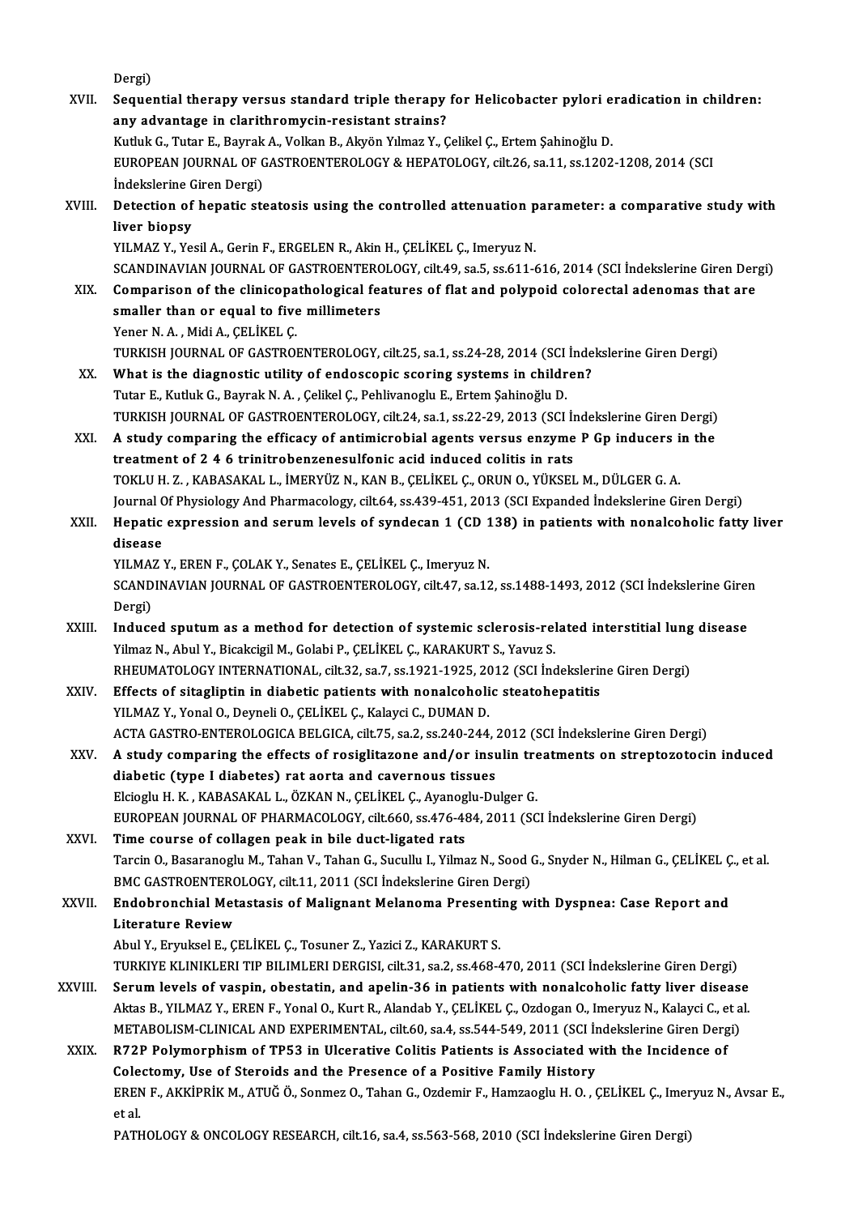Dergi)

XVII. **Sequential therapy versus standard triple therapy for Helicobacter pylori eradication in children: any advantage in clarithromycin-resistant strains?**
Kutluk G., Tutar E., Bayrak A., Volkan B., Akyön Yılmaz Y., Çelikel Ç., Ertem Şahinoğlu D.
EUROPEAN JOURNAL OF GASTROENTEROLOGY & HEPATOLOGY, cilt.26, sa.11, ss.1202-1208, 2014 (SCI İndekslerine Giren Dergi)

XVIII. **Detection of hepatic steatosis using the controlled attenuation parameter: a comparative study with liver biopsy**
YILMAZ Y., Yesil A., Gerin F., ERGELEN R., Akin H., ÇELİKEL Ç., Imeryuz N.
SCANDINAVIAN JOURNAL OF GASTROENTEROLOGY, cilt.49, sa.5, ss.611-616, 2014 (SCI İndekslerine Giren Dergi)

XIX. **Comparison of the clinicopathological features of flat and polypoid colorectal adenomas that are smaller than or equal to five millimeters**
Yener N. A. , Midi A., ÇELİKEL Ç.
TURKISH JOURNAL OF GASTROENTEROLOGY, cilt.25, sa.1, ss.24-28, 2014 (SCI İndekslerine Giren Dergi)

XX. **What is the diagnostic utility of endoscopic scoring systems in children?**
Tutar E., Kutluk G., Bayrak N. A. , Çelikel Ç., Pehlivanoglu E., Ertem Şahinoğlu D.
TURKISH JOURNAL OF GASTROENTEROLOGY, cilt.24, sa.1, ss.22-29, 2013 (SCI İndekslerine Giren Dergi)

XXI. **A study comparing the efficacy of antimicrobial agents versus enzyme P Gp inducers in the treatment of 2 4 6 trinitrobenzenesulfonic acid induced colitis in rats**
TOKLU H. Z. , KABASAKAL L., İMERYÜZ N., KAN B., ÇELİKEL Ç., ORUN O., YÜKSEL M., DÜLGER G. A.
Journal Of Physiology And Pharmacology, cilt.64, ss.439-451, 2013 (SCI Expanded İndekslerine Giren Dergi)

XXII. **Hepatic expression and serum levels of syndecan 1 (CD 138) in patients with nonalcoholic fatty liver disease**
YILMAZ Y., EREN F., ÇOLAK Y., Senates E., ÇELİKEL Ç., Imeryuz N.
SCANDINAVIAN JOURNAL OF GASTROENTEROLOGY, cilt.47, sa.12, ss.1488-1493, 2012 (SCI İndekslerine Giren Dergi)

XXIII. **Induced sputum as a method for detection of systemic sclerosis-related interstitial lung disease**
Yilmaz N., Abul Y., Bicakcigil M., Golabi P., ÇELİKEL Ç., KARAKURT S., Yavuz S.
RHEUMATOLOGY INTERNATIONAL, cilt.32, sa.7, ss.1921-1925, 2012 (SCI İndekslerine Giren Dergi)

XXIV. **Effects of sitagliptin in diabetic patients with nonalcoholic steatohepatitis**
YILMAZ Y., Yonal O., Deyneli O., ÇELİKEL Ç., Kalayci C., DUMAN D.
ACTA GASTRO-ENTEROLOGICA BELGICA, cilt.75, sa.2, ss.240-244, 2012 (SCI İndekslerine Giren Dergi)

XXV. **A study comparing the effects of rosiglitazone and/or insulin treatments on streptozotocin induced diabetic (type I diabetes) rat aorta and cavernous tissues**
Elcioglu H. K. , KABASAKAL L., ÖZKAN N., ÇELİKEL Ç., Ayanoglu-Dulger G.
EUROPEAN JOURNAL OF PHARMACOLOGY, cilt.660, ss.476-484, 2011 (SCI İndekslerine Giren Dergi)

XXVI. **Time course of collagen peak in bile duct-ligated rats**
Tarcin O., Basaranoglu M., Tahan V., Tahan G., Sucullu I., Yilmaz N., Sood G., Snyder N., Hilman G., ÇELİKEL Ç., et al.
BMC GASTROENTEROLOGY, cilt.11, 2011 (SCI İndekslerine Giren Dergi)

XXVII. **Endobronchial Metastasis of Malignant Melanoma Presenting with Dyspnea: Case Report and Literature Review**
Abul Y., Eryuksel E., ÇELİKEL Ç., Tosuner Z., Yazici Z., KARAKURT S.
TURKIYE KLINIKLERI TIP BILIMLERI DERGISI, cilt.31, sa.2, ss.468-470, 2011 (SCI İndekslerine Giren Dergi)

XXVIII. **Serum levels of vaspin, obestatin, and apelin-36 in patients with nonalcoholic fatty liver disease**
Aktas B., YILMAZ Y., EREN F., Yonal O., Kurt R., Alandab Y., ÇELİKEL Ç., Ozdogan O., Imeryuz N., Kalayci C., et al.
METABOLISM-CLINICAL AND EXPERIMENTAL, cilt.60, sa.4, ss.544-549, 2011 (SCI İndekslerine Giren Dergi)

XXIX. **R72P Polymorphism of TP53 in Ulcerative Colitis Patients is Associated with the Incidence of Colectomy, Use of Steroids and the Presence of a Positive Family History**
EREN F., AKKİPRİK M., ATUĞ Ö., Sonmez O., Tahan G., Ozdemir F., Hamzaoglu H. O. , ÇELİKEL Ç., Imeryuz N., Avsar E., et al.
PATHOLOGY & ONCOLOGY RESEARCH, cilt.16, sa.4, ss.563-568, 2010 (SCI İndekslerine Giren Dergi)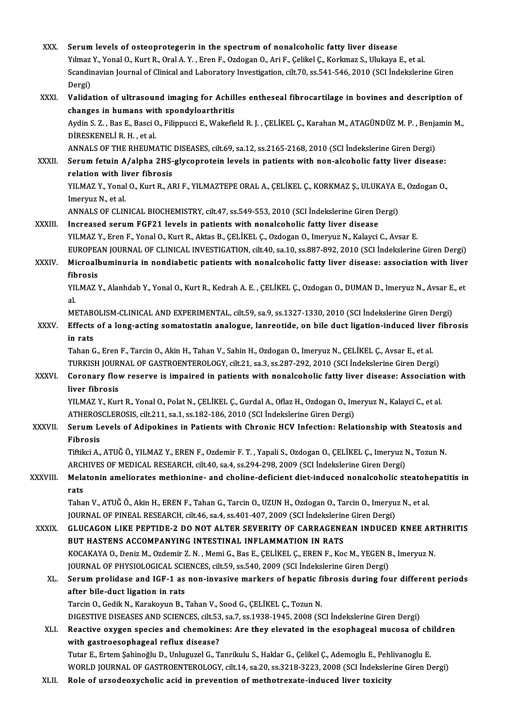XXX. **Serum levels of osteoprotegerin in the spectrum of nonalcoholic fatty liver disease**
Yılmaz Y., Yonal O., Kurt R., Oral A. Y. , Eren F., Ozdogan O., Ari F., Çelikel Ç., Korkmaz S., Ulukaya E., et al.
Scandinavian Journal of Clinical and Laboratory Investigation, cilt.70, ss.541-546, 2010 (SCI İndekslerine Giren Dergi)

XXXI. **Validation of ultrasound imaging for Achilles entheseal fibrocartilage in bovines and description of changes in humans with spondyloarthritis**
Aydin S. Z. , Bas E., Basci O., Filippucci E., Wakefield R. J. , ÇELİKEL Ç., Karahan M., ATAGÜNDÜZ M. P. , Benjamin M., DİRESKENELİ R. H. , et al.
ANNALS OF THE RHEUMATIC DISEASES, cilt.69, sa.12, ss.2165-2168, 2010 (SCI İndekslerine Giren Dergi)

XXXII. **Serum fetuin A/alpha 2HS-glycoprotein levels in patients with non-alcoholic fatty liver disease: relation with liver fibrosis**
YILMAZ Y., Yonal O., Kurt R., ARI F., YILMAZTEPE ORAL A., ÇELİKEL Ç., KORKMAZ Ş., ULUKAYA E., Ozdogan O., Imeryuz N., et al.
ANNALS OF CLINICAL BIOCHEMISTRY, cilt.47, ss.549-553, 2010 (SCI İndekslerine Giren Dergi)

XXXIII. **Increased serum FGF21 levels in patients with nonalcoholic fatty liver disease**
YILMAZ Y., Eren F., Yonal O., Kurt R., Aktas B., ÇELİKEL Ç., Ozdogan O., Imeryuz N., Kalayci C., Avsar E.
EUROPEAN JOURNAL OF CLINICAL INVESTIGATION, cilt.40, sa.10, ss.887-892, 2010 (SCI İndekslerine Giren Dergi)

XXXIV. **Microalbuminuria in nondiabetic patients with nonalcoholic fatty liver disease: association with liver fibrosis**
YILMAZ Y., Alanhdab Y., Yonal O., Kurt R., Kedrah A. E. , ÇELİKEL Ç., Ozdogan O., DUMAN D., Imeryuz N., Avsar E., et al.
METABOLISM-CLINICAL AND EXPERIMENTAL, cilt.59, sa.9, ss.1327-1330, 2010 (SCI İndekslerine Giren Dergi)

XXXV. **Effects of a long-acting somatostatin analogue, lanreotide, on bile duct ligation-induced liver fibrosis in rats**
Tahan G., Eren F., Tarcin O., Akin H., Tahan V., Sahin H., Ozdogan O., Imeryuz N., ÇELİKEL Ç., Avsar E., et al.
TURKISH JOURNAL OF GASTROENTEROLOGY, cilt.21, sa.3, ss.287-292, 2010 (SCI İndekslerine Giren Dergi)

XXXVI. **Coronary flow reserve is impaired in patients with nonalcoholic fatty liver disease: Association with liver fibrosis**
YILMAZ Y., Kurt R., Yonal O., Polat N., ÇELİKEL Ç., Gurdal A., Oflaz H., Ozdogan O., Imeryuz N., Kalayci C., et al.
ATHEROSCLEROSIS, cilt.211, sa.1, ss.182-186, 2010 (SCI İndekslerine Giren Dergi)

XXXVII. **Serum Levels of Adipokines in Patients with Chronic HCV Infection: Relationship with Steatosis and Fibrosis**
Tiftikci A., ATUĞ Ö., YILMAZ Y., EREN F., Ozdemir F. T. , Yapali S., Ozdogan O., ÇELİKEL Ç., Imeryuz N., Tozun N.
ARCHIVES OF MEDICAL RESEARCH, cilt.40, sa.4, ss.294-298, 2009 (SCI İndekslerine Giren Dergi)

XXXVIII. **Melatonin ameliorates methionine- and choline-deficient diet-induced nonalcoholic steatohepatitis in rats**
Tahan V., ATUĞ Ö., Akin H., EREN F., Tahan G., Tarcin O., UZUN H., Ozdogan O., Tarcin O., Imeryuz N., et al.
JOURNAL OF PINEAL RESEARCH, cilt.46, sa.4, ss.401-407, 2009 (SCI İndekslerine Giren Dergi)

XXXIX. **GLUCAGON LIKE PEPTIDE-2 DO NOT ALTER SEVERITY OF CARRAGENEAN INDUCED KNEE ARTHRITIS BUT HASTENS ACCOMPANYING INTESTINAL INFLAMMATION IN RATS**
KOCAKAYA O., Deniz M., Ozdemir Z. N. , Memi G., Bas E., ÇELİKEL Ç., EREN F., Koc M., YEGEN B., Imeryuz N.
JOURNAL OF PHYSIOLOGICAL SCIENCES, cilt.59, ss.540, 2009 (SCI İndekslerine Giren Dergi)

XL. **Serum prolidase and IGF-1 as non-invasive markers of hepatic fibrosis during four different periods after bile-duct ligation in rats**
Tarcin O., Gedik N., Karakoyun B., Tahan V., Sood G., ÇELİKEL Ç., Tozun N.
DIGESTIVE DISEASES AND SCIENCES, cilt.53, sa.7, ss.1938-1945, 2008 (SCI İndekslerine Giren Dergi)

XLI. **Reactive oxygen species and chemokines: Are they elevated in the esophageal mucosa of children with gastroesophageal reflux disease?**
Tutar E., Ertem Şahinoğlu D., Unluguzel G., Tanrikulu S., Haklar G., Çelikel Ç., Ademoglu E., Pehlivanoglu E.
WORLD JOURNAL OF GASTROENTEROLOGY, cilt.14, sa.20, ss.3218-3223, 2008 (SCI İndekslerine Giren Dergi)

XLII. **Role of ursodeoxycholic acid in prevention of methotrexate-induced liver toxicity**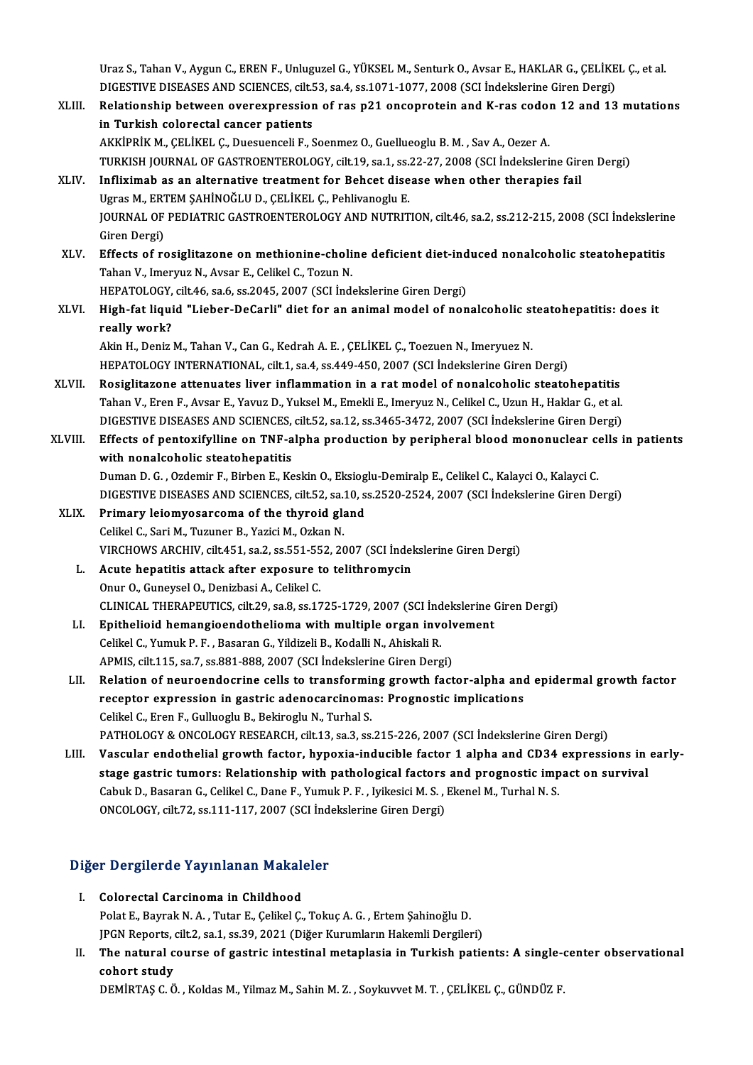Uraz S., Tahan V., Aygun C., EREN F., Unluguzel G., YÜKSEL M., Senturk O., Avsar E., HAKLAR G., ÇELİKEL Ç., et al.
DIGESTIVE DISEASES AND SCIENCES, cilt.53, sa.4, ss.1071-1077, 2008 (SCI İndekslerine Giren Dergi)

XLIII. **Relationship between overexpression of ras p21 oncoprotein and K-ras codon 12 and 13 mutations in Turkish colorectal cancer patients**
AKKİPRİK M., ÇELİKEL Ç., Duesuenceli F., Soenmez O., Guellueoglu B. M. , Sav A., Oezer A.
TURKISH JOURNAL OF GASTROENTEROLOGY, cilt.19, sa.1, ss.22-27, 2008 (SCI İndekslerine Giren Dergi)

XLIV. **Infliximab as an alternative treatment for Behcet disease when other therapies fail**
Ugras M., ERTEM ŞAHİNOĞLU D., ÇELİKEL Ç., Pehlivanoglu E.
JOURNAL OF PEDIATRIC GASTROENTEROLOGY AND NUTRITION, cilt.46, sa.2, ss.212-215, 2008 (SCI İndekslerine Giren Dergi)

XLV. **Effects of rosiglitazone on methionine-choline deficient diet-induced nonalcoholic steatohepatitis**
Tahan V., Imeryuz N., Avsar E., Celikel C., Tozun N.
HEPATOLOGY, cilt.46, sa.6, ss.2045, 2007 (SCI İndekslerine Giren Dergi)

XLVI. **High-fat liquid "Lieber-DeCarli" diet for an animal model of nonalcoholic steatohepatitis: does it really work?**
Akin H., Deniz M., Tahan V., Can G., Kedrah A. E. , ÇELİKEL Ç., Toezuen N., Imeryuez N.
HEPATOLOGY INTERNATIONAL, cilt.1, sa.4, ss.449-450, 2007 (SCI İndekslerine Giren Dergi)

XLVII. **Rosiglitazone attenuates liver inflammation in a rat model of nonalcoholic steatohepatitis**
Tahan V., Eren F., Avsar E., Yavuz D., Yuksel M., Emekli E., Imeryuz N., Celikel C., Uzun H., Haklar G., et al.
DIGESTIVE DISEASES AND SCIENCES, cilt.52, sa.12, ss.3465-3472, 2007 (SCI İndekslerine Giren Dergi)

XLVIII. **Effects of pentoxifylline on TNF-alpha production by peripheral blood mononuclear cells in patients with nonalcoholic steatohepatitis**
Duman D. G. , Ozdemir F., Birben E., Keskin O., Eksioglu-Demiralp E., Celikel C., Kalayci O., Kalayci C.
DIGESTIVE DISEASES AND SCIENCES, cilt.52, sa.10, ss.2520-2524, 2007 (SCI İndekslerine Giren Dergi)

XLIX. **Primary leiomyosarcoma of the thyroid gland**
Celikel C., Sari M., Tuzuner B., Yazici M., Ozkan N.
VIRCHOWS ARCHIV, cilt.451, sa.2, ss.551-552, 2007 (SCI İndekslerine Giren Dergi)

L. **Acute hepatitis attack after exposure to telithromycin**
Onur O., Guneysel O., Denizbasi A., Celikel C.
CLINICAL THERAPEUTICS, cilt.29, sa.8, ss.1725-1729, 2007 (SCI İndekslerine Giren Dergi)

LI. **Epithelioid hemangioendothelioma with multiple organ involvement**
Celikel C., Yumuk P. F. , Basaran G., Yildizeli B., Kodalli N., Ahiskali R.
APMIS, cilt.115, sa.7, ss.881-888, 2007 (SCI İndekslerine Giren Dergi)

LII. **Relation of neuroendocrine cells to transforming growth factor-alpha and epidermal growth factor receptor expression in gastric adenocarcinomas: Prognostic implications**
Celikel C., Eren F., Gulluoglu B., Bekiroglu N., Turhal S.
PATHOLOGY & ONCOLOGY RESEARCH, cilt.13, sa.3, ss.215-226, 2007 (SCI İndekslerine Giren Dergi)

LIII. **Vascular endothelial growth factor, hypoxia-inducible factor 1 alpha and CD34 expressions in early-stage gastric tumors: Relationship with pathological factors and prognostic impact on survival**
Cabuk D., Basaran G., Celikel C., Dane F., Yumuk P. F. , Iyikesici M. S. , Ekenel M., Turhal N. S.
ONCOLOGY, cilt.72, ss.111-117, 2007 (SCI İndekslerine Giren Dergi)

## Diğer Dergilerde Yayınlanan Makaleler

I. **Colorectal Carcinoma in Childhood**
Polat E., Bayrak N. A. , Tutar E., Çelikel Ç., Tokuç A. G. , Ertem Şahinoğlu D.
JPGN Reports, cilt.2, sa.1, ss.39, 2021 (Diğer Kurumların Hakemli Dergileri)

II. **The natural course of gastric intestinal metaplasia in Turkish patients: A single-center observational cohort study**
DEMİRTAŞ C. Ö. , Koldas M., Yilmaz M., Sahin M. Z. , Soykuvvet M. T. , ÇELİKEL Ç., GÜNDÜZ F.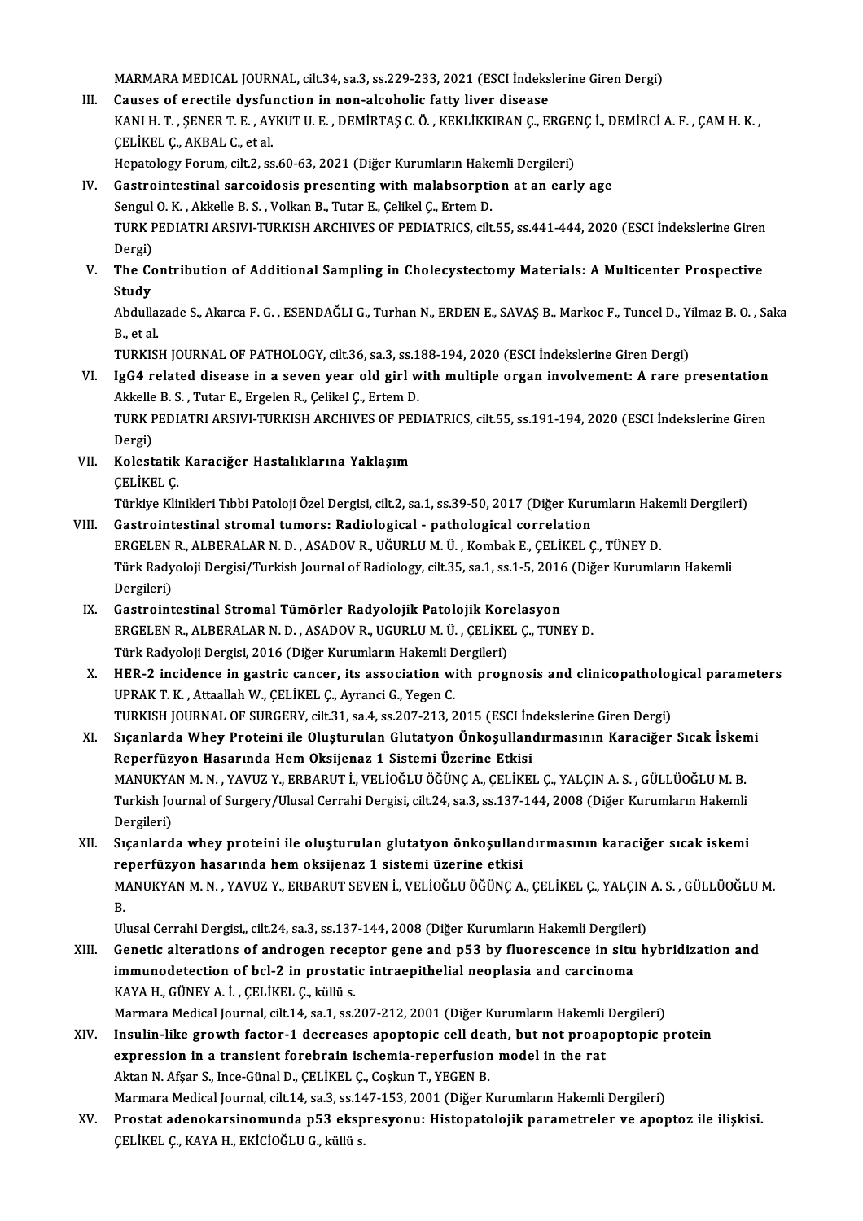MARMARA MEDICAL JOURNAL, cilt.34, sa.3, ss.229-233, 2021 (ESCI İndekslerine Giren Dergi)

III. **Causes of erectile dysfunction in non-alcoholic fatty liver disease**
KANI H. T. , ŞENER T. E. , AYKUT U. E. , DEMİRTAŞ C. Ö. , KEKLİKKIRAN Ç., ERGENÇ İ., DEMİRCİ A. F. , ÇAM H. K. , ÇELİKEL Ç., AKBAL C., et al.
Hepatology Forum, cilt.2, ss.60-63, 2021 (Diğer Kurumların Hakemli Dergileri)

IV. **Gastrointestinal sarcoidosis presenting with malabsorption at an early age**
Sengul O. K. , Akkelle B. S. , Volkan B., Tutar E., Çelikel Ç., Ertem D.
TURK PEDIATRI ARSIVI-TURKISH ARCHIVES OF PEDIATRICS, cilt.55, ss.441-444, 2020 (ESCI İndekslerine Giren Dergi)

V. **The Contribution of Additional Sampling in Cholecystectomy Materials: A Multicenter Prospective Study**
Abdullazade S., Akarca F. G. , ESENDAĞLI G., Turhan N., ERDEN E., SAVAŞ B., Markoc F., Tuncel D., Yilmaz B. O. , Saka B., et al.
TURKISH JOURNAL OF PATHOLOGY, cilt.36, sa.3, ss.188-194, 2020 (ESCI İndekslerine Giren Dergi)

VI. **IgG4 related disease in a seven year old girl with multiple organ involvement: A rare presentation**
Akkelle B. S. , Tutar E., Ergelen R., Çelikel Ç., Ertem D.
TURK PEDIATRI ARSIVI-TURKISH ARCHIVES OF PEDIATRICS, cilt.55, ss.191-194, 2020 (ESCI İndekslerine Giren Dergi)

VII. **Kolestatik Karaciğer Hastalıklarına Yaklaşım**
ÇELİKEL Ç.
Türkiye Klinikleri Tıbbi Patoloji Özel Dergisi, cilt.2, sa.1, ss.39-50, 2017 (Diğer Kurumların Hakemli Dergileri)

VIII. **Gastrointestinal stromal tumors: Radiological - pathological correlation**
ERGELEN R., ALBERALAR N. D. , ASADOV R., UĞURLU M. Ü. , Kombak E., ÇELİKEL Ç., TÜNEY D.
Türk Radyoloji Dergisi/Turkish Journal of Radiology, cilt.35, sa.1, ss.1-5, 2016 (Diğer Kurumların Hakemli Dergileri)

IX. **Gastrointestinal Stromal Tümörler Radyolojik Patolojik Korelasyon**
ERGELEN R., ALBERALAR N. D. , ASADOV R., UGURLU M. Ü. , ÇELİKEL Ç., TUNEY D.
Türk Radyoloji Dergisi, 2016 (Diğer Kurumların Hakemli Dergileri)

X. **HER-2 incidence in gastric cancer, its association with prognosis and clinicopathological parameters**
UPRAK T. K. , Attaallah W., ÇELİKEL Ç., Ayranci G., Yegen C.
TURKISH JOURNAL OF SURGERY, cilt.31, sa.4, ss.207-213, 2015 (ESCI İndekslerine Giren Dergi)

XI. **Sıçanlarda Whey Proteini ile Oluşturulan Glutatyon Önkoşullandırmasının Karaciğer Sıcak İskemi Reperfüzyon Hasarında Hem Oksijenaz 1 Sistemi Üzerine Etkisi**
MANUKYAN M. N. , YAVUZ Y., ERBARUT İ., VELİOĞLU ÖĞÜNÇ A., ÇELİKEL Ç., YALÇIN A. S. , GÜLLÜOĞLU M. B.
Turkish Journal of Surgery/Ulusal Cerrahi Dergisi, cilt.24, sa.3, ss.137-144, 2008 (Diğer Kurumların Hakemli Dergileri)

XII. **Sıçanlarda whey proteini ile oluşturulan glutatyon önkoşullandırmasının karaciğer sıcak iskemi reperfüzyon hasarında hem oksijenaz 1 sistemi üzerine etkisi**
MANUKYAN M. N. , YAVUZ Y., ERBARUT SEVEN İ., VELİOĞLU ÖĞÜNÇ A., ÇELİKEL Ç., YALÇIN A. S. , GÜLLÜOĞLU M. B.
Ulusal Cerrahi Dergisi,, cilt.24, sa.3, ss.137-144, 2008 (Diğer Kurumların Hakemli Dergileri)

XIII. **Genetic alterations of androgen receptor gene and p53 by fluorescence in situ hybridization and immunodetection of bcl-2 in prostatic intraepithelial neoplasia and carcinoma**
KAYA H., GÜNEY A. İ. , ÇELİKEL Ç., küllü s.
Marmara Medical Journal, cilt.14, sa.1, ss.207-212, 2001 (Diğer Kurumların Hakemli Dergileri)

XIV. **Insulin-like growth factor-1 decreases apoptopic cell death, but not proapoptopic protein expression in a transient forebrain ischemia-reperfusion model in the rat**
Aktan N. Afşar S., Ince-Günal D., ÇELİKEL Ç., Coşkun T., YEGEN B.
Marmara Medical Journal, cilt.14, sa.3, ss.147-153, 2001 (Diğer Kurumların Hakemli Dergileri)

XV. **Prostat adenokarsinomunda p53 ekspresyonu: Histopatolojik parametreler ve apoptoz ile ilişkisi.**
ÇELİKEL Ç., KAYA H., EKİCİOĞLU G., küllü s.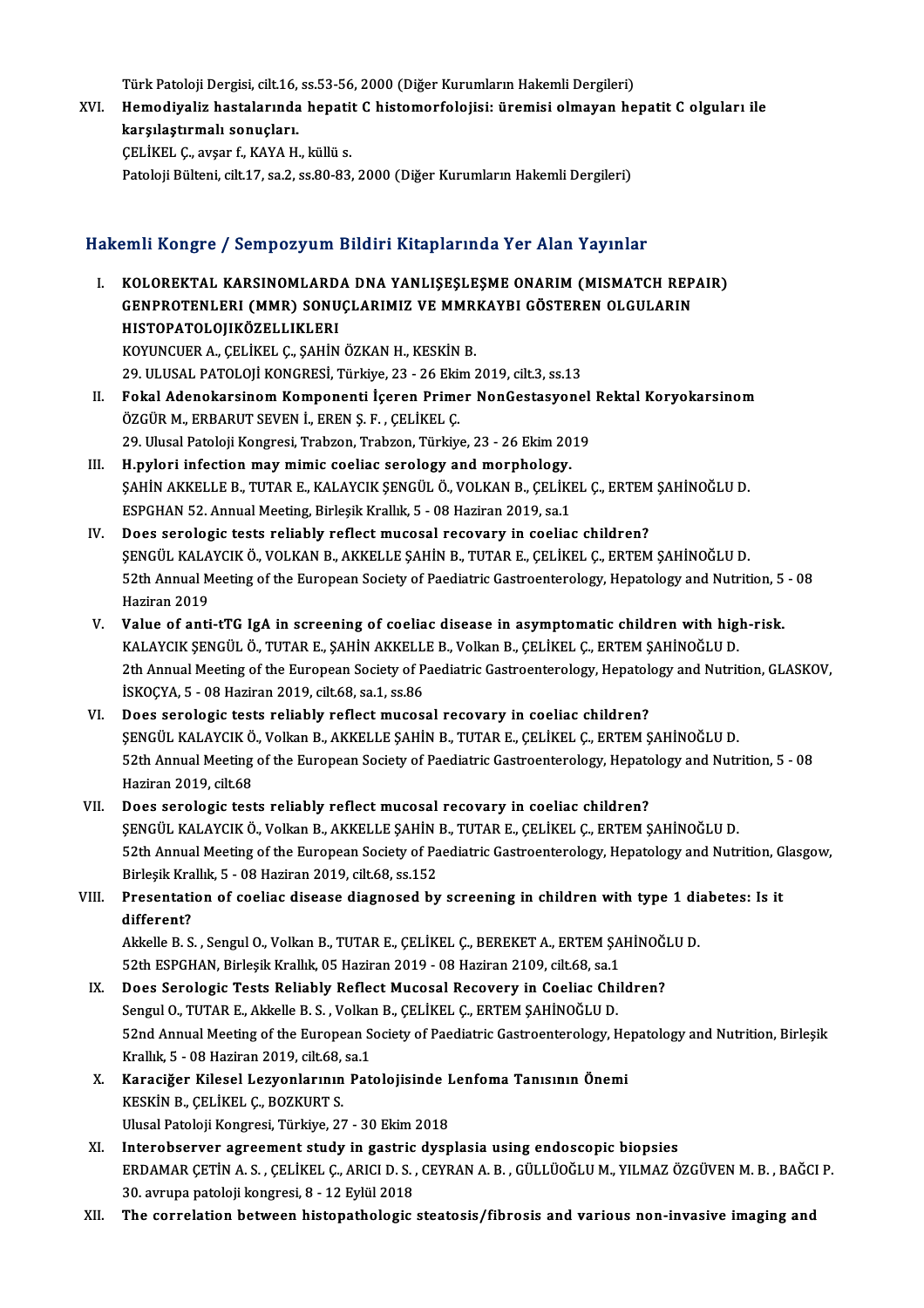Türk Patoloji Dergisi, cilt.16, ss.53-56, 2000 (Diğer Kurumların Hakemli Dergileri)

XVI. **Hemodiyaliz hastalarında hepatit C histomorfolojisi: üremisi olmayan hepatit C olguları ile karşılaştırmalı sonuçları.**
ÇELİKEL Ç., avşar f., KAYA H., küllü s.
Patoloji Bülteni, cilt.17, sa.2, ss.80-83, 2000 (Diğer Kurumların Hakemli Dergileri)

## Hakemli Kongre / Sempozyum Bildiri Kitaplarında Yer Alan Yayınlar

I. **KOLOREKTAL KARSINOMLARDA DNA YANLIŞEŞLEŞME ONARIM (MISMATCH REPAIR) GENPROTENLERI (MMR) SONUÇLARIMIZ VE MMRKAYBI GÖSTEREN OLGULARIN HISTOPATOLOJIKÖZELLIKLERI**
KOYUNCUER A., ÇELİKEL Ç., ŞAHİN ÖZKAN H., KESKİN B.
29. ULUSAL PATOLOJİ KONGRESİ, Türkiye, 23 - 26 Ekim 2019, cilt.3, ss.13

II. **Fokal Adenokarsinom Komponenti İçeren Primer NonGestasyonel Rektal Koryokarsinom**
ÖZGÜR M., ERBARUT SEVEN İ., EREN Ş. F. , ÇELİKEL Ç.
29. Ulusal Patoloji Kongresi, Trabzon, Trabzon, Türkiye, 23 - 26 Ekim 2019

III. **H.pylori infection may mimic coeliac serology and morphology.**
ŞAHİN AKKELLE B., TUTAR E., KALAYCIK ŞENGÜL Ö., VOLKAN B., ÇELİKEL Ç., ERTEM ŞAHİNOĞLU D.
ESPGHAN 52. Annual Meeting, Birleşik Krallık, 5 - 08 Haziran 2019, sa.1

IV. **Does serologic tests reliably reflect mucosal recovary in coeliac children?**
ŞENGÜL KALAYCIK Ö., VOLKAN B., AKKELLE ŞAHİN B., TUTAR E., ÇELİKEL Ç., ERTEM ŞAHİNOĞLU D.
52th Annual Meeting of the European Society of Paediatric Gastroenterology, Hepatology and Nutrition, 5 - 08 Haziran 2019

V. **Value of anti-tTG IgA in screening of coeliac disease in asymptomatic children with high-risk.**
KALAYCIK ŞENGÜL Ö., TUTAR E., ŞAHİN AKKELLE B., Volkan B., ÇELİKEL Ç., ERTEM ŞAHİNOĞLU D.
2th Annual Meeting of the European Society of Paediatric Gastroenterology, Hepatology and Nutrition, GLASKOV, İSKOÇYA, 5 - 08 Haziran 2019, cilt.68, sa.1, ss.86

VI. **Does serologic tests reliably reflect mucosal recovary in coeliac children?**
ŞENGÜL KALAYCIK Ö., Volkan B., AKKELLE ŞAHİN B., TUTAR E., ÇELİKEL Ç., ERTEM ŞAHİNOĞLU D.
52th Annual Meeting of the European Society of Paediatric Gastroenterology, Hepatology and Nutrition, 5 - 08 Haziran 2019, cilt.68

VII. **Does serologic tests reliably reflect mucosal recovary in coeliac children?**
ŞENGÜL KALAYCIK Ö., Volkan B., AKKELLE ŞAHİN B., TUTAR E., ÇELİKEL Ç., ERTEM ŞAHİNOĞLU D.
52th Annual Meeting of the European Society of Paediatric Gastroenterology, Hepatology and Nutrition, Glasgow, Birleşik Krallık, 5 - 08 Haziran 2019, cilt.68, ss.152

VIII. **Presentation of coeliac disease diagnosed by screening in children with type 1 diabetes: Is it different?**
Akkelle B. S. , Sengul O., Volkan B., TUTAR E., ÇELİKEL Ç., BEREKET A., ERTEM ŞAHİNOĞLU D.
52th ESPGHAN, Birleşik Krallık, 05 Haziran 2019 - 08 Haziran 2109, cilt.68, sa.1

IX. **Does Serologic Tests Reliably Reflect Mucosal Recovery in Coeliac Children?**
Sengul O., TUTAR E., Akkelle B. S. , Volkan B., ÇELİKEL Ç., ERTEM ŞAHİNOĞLU D.
52nd Annual Meeting of the European Society of Paediatric Gastroenterology, Hepatology and Nutrition, Birleşik Krallık, 5 - 08 Haziran 2019, cilt.68, sa.1

X. **Karaciğer Kilesel Lezyonlarının Patolojisinde Lenfoma Tanısının Önemi**
KESKİN B., ÇELİKEL Ç., BOZKURT S.
Ulusal Patoloji Kongresi, Türkiye, 27 - 30 Ekim 2018

XI. **Interobserver agreement study in gastric dysplasia using endoscopic biopsies**
ERDAMAR ÇETİN A. S. , ÇELİKEL Ç., ARICI D. S. , CEYRAN A. B. , GÜLLÜOĞLU M., YILMAZ ÖZGÜVEN M. B. , BAĞCI P.
30. avrupa patoloji kongresi, 8 - 12 Eylül 2018

XII. **The correlation between histopathologic steatosis/fibrosis and various non-invasive imaging and**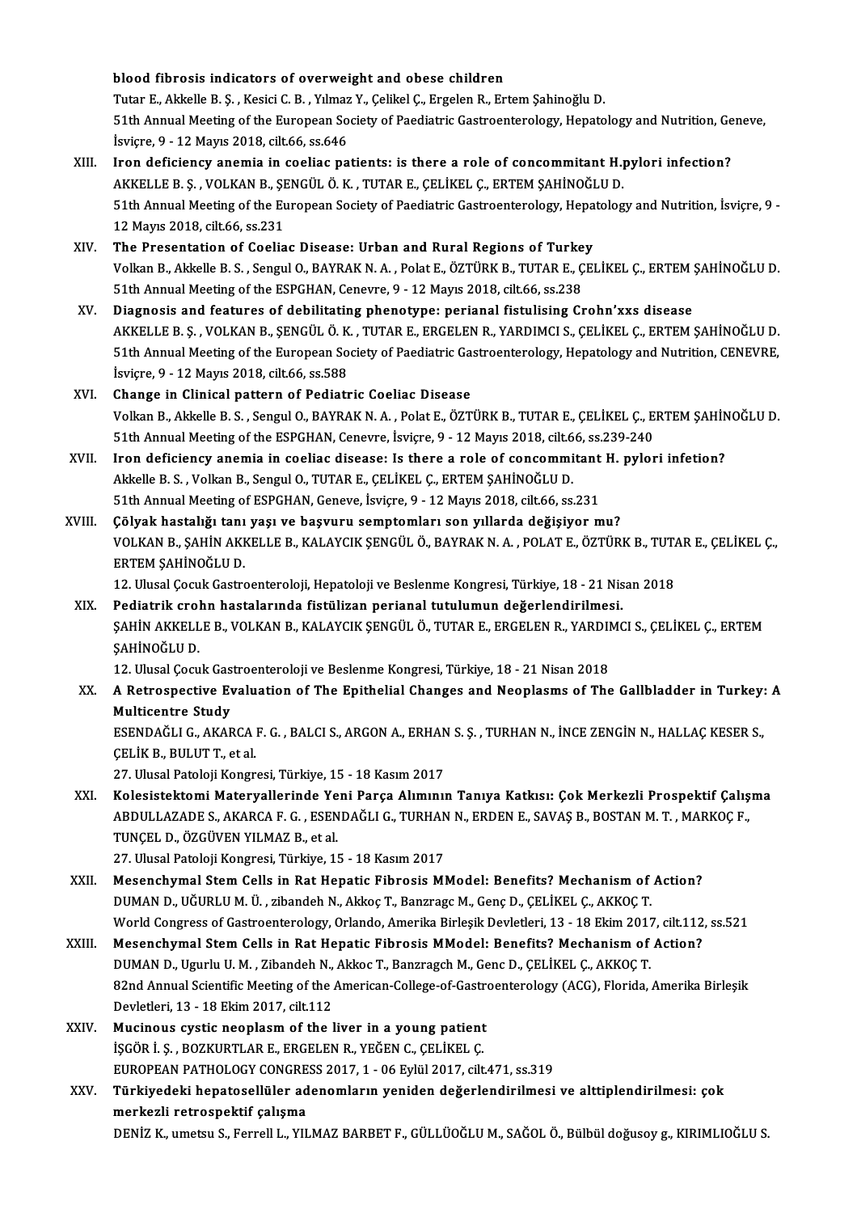**blood fibrosis indicators of overweight and obese children**
Tutar E., Akkelle B. Ş. , Kesici C. B. , Yılmaz Y., Çelikel Ç., Ergelen R., Ertem Şahinoğlu D.
51th Annual Meeting of the European Society of Paediatric Gastroenterology, Hepatology and Nutrition, Geneve, İsviçre, 9 - 12 Mayıs 2018, cilt.66, ss.646

XIII. **Iron deficiency anemia in coeliac patients: is there a role of concommitant H.pylori infection?**
AKKELLE B. Ş. , VOLKAN B., ŞENGÜL Ö. K. , TUTAR E., ÇELİKEL Ç., ERTEM ŞAHİNOĞLU D.
51th Annual Meeting of the European Society of Paediatric Gastroenterology, Hepatology and Nutrition, İsviçre, 9 - 12 Mayıs 2018, cilt.66, ss.231

XIV. **The Presentation of Coeliac Disease: Urban and Rural Regions of Turkey**
Volkan B., Akkelle B. S. , Sengul O., BAYRAK N. A. , Polat E., ÖZTÜRK B., TUTAR E., ÇELİKEL Ç., ERTEM ŞAHİNOĞLU D.
51th Annual Meeting of the ESPGHAN, Cenevre, 9 - 12 Mayıs 2018, cilt.66, ss.238

XV. **Diagnosis and features of debilitating phenotype: perianal fistulising Crohn'xxs disease**
AKKELLE B. Ş. , VOLKAN B., ŞENGÜL Ö. K. , TUTAR E., ERGELEN R., YARDIMCI S., ÇELİKEL Ç., ERTEM ŞAHİNOĞLU D.
51th Annual Meeting of the European Society of Paediatric Gastroenterology, Hepatology and Nutrition, CENEVRE, İsviçre, 9 - 12 Mayıs 2018, cilt.66, ss.588

XVI. **Change in Clinical pattern of Pediatric Coeliac Disease**
Volkan B., Akkelle B. S. , Sengul O., BAYRAK N. A. , Polat E., ÖZTÜRK B., TUTAR E., ÇELİKEL Ç., ERTEM ŞAHİNOĞLU D.
51th Annual Meeting of the ESPGHAN, Cenevre, İsviçre, 9 - 12 Mayıs 2018, cilt.66, ss.239-240

XVII. **Iron deficiency anemia in coeliac disease: Is there a role of concommitant H. pylori infetion?**
Akkelle B. S. , Volkan B., Sengul O., TUTAR E., ÇELİKEL Ç., ERTEM ŞAHİNOĞLU D.
51th Annual Meeting of ESPGHAN, Geneve, İsviçre, 9 - 12 Mayıs 2018, cilt.66, ss.231

XVIII. **Çölyak hastalığı tanı yaşı ve başvuru semptomları son yıllarda değişiyor mu?**
VOLKAN B., ŞAHİN AKKELLE B., KALAYCIK ŞENGÜL Ö., BAYRAK N. A. , POLAT E., ÖZTÜRK B., TUTAR E., ÇELİKEL Ç., ERTEM ŞAHİNOĞLU D.
12. Ulusal Çocuk Gastroenteroloji, Hepatoloji ve Beslenme Kongresi, Türkiye, 18 - 21 Nisan 2018

XIX. **Pediatrik crohn hastalarında fistülizan perianal tutulumun değerlendirilmesi.**
ŞAHİN AKKELLE B., VOLKAN B., KALAYCIK ŞENGÜL Ö., TUTAR E., ERGELEN R., YARDIMCI S., ÇELİKEL Ç., ERTEM ŞAHİNOĞLU D.
12. Ulusal Çocuk Gastroenteroloji ve Beslenme Kongresi, Türkiye, 18 - 21 Nisan 2018

XX. **A Retrospective Evaluation of The Epithelial Changes and Neoplasms of The Gallbladder in Turkey: A Multicentre Study**
ESENDAĞLI G., AKARCA F. G. , BALCI S., ARGON A., ERHAN S. Ş. , TURHAN N., İNCE ZENGİN N., HALLAÇ KESER S., ÇELİK B., BULUT T., et al.
27. Ulusal Patoloji Kongresi, Türkiye, 15 - 18 Kasım 2017

XXI. **Kolesistektomi Materyallerinde Yeni Parça Alımının Tanıya Katkısı: Çok Merkezli Prospektif Çalışma**
ABDULLAZADE S., AKARCA F. G. , ESENDAĞLI G., TURHAN N., ERDEN E., SAVAŞ B., BOSTAN M. T. , MARKOÇ F., TUNÇEL D., ÖZGÜVEN YILMAZ B., et al.
27. Ulusal Patoloji Kongresi, Türkiye, 15 - 18 Kasım 2017

XXII. **Mesenchymal Stem Cells in Rat Hepatic Fibrosis MModel: Benefits? Mechanism of Action?**
DUMAN D., UĞURLU M. Ü. , zibandeh N., Akkoç T., Banzragc M., Genç D., ÇELİKEL Ç., AKKOÇ T.
World Congress of Gastroenterology, Orlando, Amerika Birleşik Devletleri, 13 - 18 Ekim 2017, cilt.112, ss.521

XXIII. **Mesenchymal Stem Cells in Rat Hepatic Fibrosis MModel: Benefits? Mechanism of Action?**
DUMAN D., Ugurlu U. M. , Zibandeh N., Akkoc T., Banzragch M., Genc D., ÇELİKEL Ç., AKKOÇ T.
82nd Annual Scientific Meeting of the American-College-of-Gastroenterology (ACG), Florida, Amerika Birleşik Devletleri, 13 - 18 Ekim 2017, cilt.112

XXIV. **Mucinous cystic neoplasm of the liver in a young patient**
İŞGÖR İ. Ş. , BOZKURTLAR E., ERGELEN R., YEĞEN C., ÇELİKEL Ç.
EUROPEAN PATHOLOGY CONGRESS 2017, 1 - 06 Eylül 2017, cilt.471, ss.319

XXV. **Türkiyedeki hepatosellüler adenomların yeniden değerlendirilmesi ve alttiplendirilmesi: çok merkezli retrospektif çalışma**
DENİZ K., umetsu S., Ferrell L., YILMAZ BARBET F., GÜLLÜOĞLU M., SAĞOL Ö., Bülbül doğusoy g., KIRIMLIOĞLU S.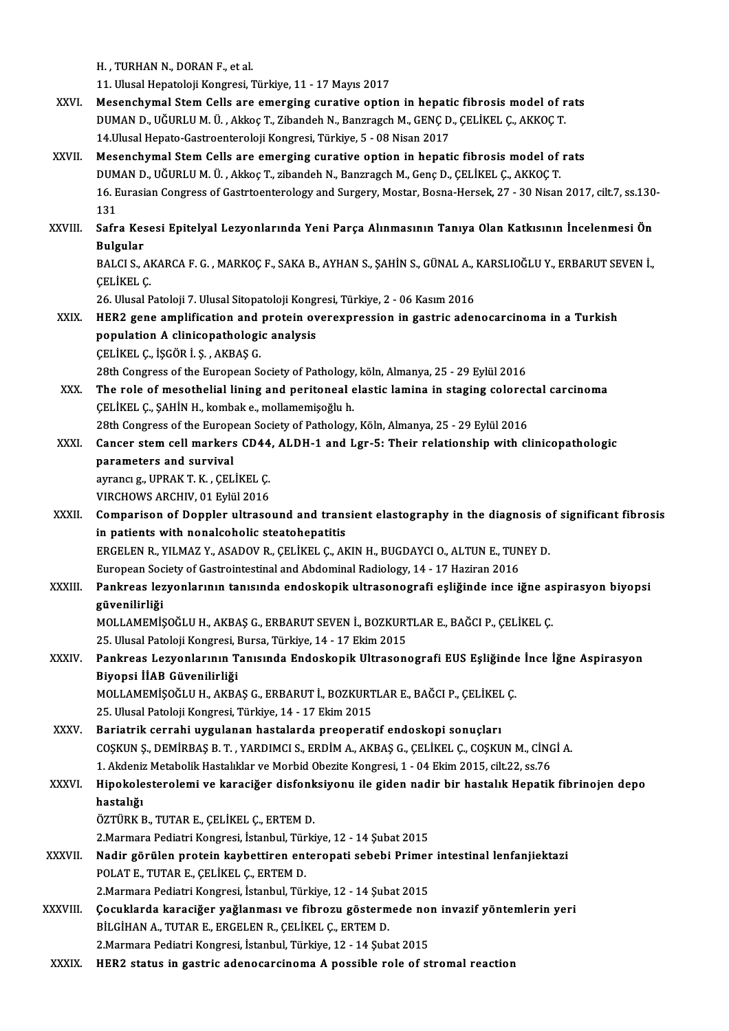H. , TURHAN N., DORAN F., et al.
11. Ulusal Hepatoloji Kongresi, Türkiye, 11 - 17 Mayıs 2017

XXVI. **Mesenchymal Stem Cells are emerging curative option in hepatic fibrosis model of rats**
DUMAN D., UĞURLU M. Ü. , Akkoç T., Zibandeh N., Banzragch M., GENÇ D., ÇELİKEL Ç., AKKOÇ T.
14.Ulusal Hepato-Gastroenteroloji Kongresi, Türkiye, 5 - 08 Nisan 2017

XXVII. **Mesenchymal Stem Cells are emerging curative option in hepatic fibrosis model of rats**
DUMAN D., UĞURLU M. Ü. , Akkoç T., zibandeh N., Banzragch M., Genç D., ÇELİKEL Ç., AKKOÇ T.
16. Eurasian Congress of Gastrtoenterology and Surgery, Mostar, Bosna-Hersek, 27 - 30 Nisan 2017, cilt.7, ss.130-131

XXVIII. **Safra Kesesi Epitelyal Lezyonlarında Yeni Parça Alınmasının Tanıya Olan Katkısının İncelenmesi Ön Bulgular**
BALCI S., AKARCA F. G. , MARKOÇ F., SAKA B., AYHAN S., ŞAHİN S., GÜNAL A., KARSLIOĞLU Y., ERBARUT SEVEN İ., ÇELİKEL Ç.
26. Ulusal Patoloji 7. Ulusal Sitopatoloji Kongresi, Türkiye, 2 - 06 Kasım 2016

XXIX. **HER2 gene amplification and protein overexpression in gastric adenocarcinoma in a Turkish population A clinicopathologic analysis**
ÇELİKEL Ç., İŞGÖR İ. Ş. , AKBAŞ G.
28th Congress of the European Society of Pathology, köln, Almanya, 25 - 29 Eylül 2016

XXX. **The role of mesothelial lining and peritoneal elastic lamina in staging colorectal carcinoma**
ÇELİKEL Ç., ŞAHİN H., kombak e., mollamemişoğlu h.
28th Congress of the European Society of Pathology, Köln, Almanya, 25 - 29 Eylül 2016

XXXI. **Cancer stem cell markers CD44, ALDH-1 and Lgr-5: Their relationship with clinicopathologic parameters and survival**
ayrancı g., UPRAK T. K. , ÇELİKEL Ç.
VIRCHOWS ARCHIV, 01 Eylül 2016

XXXII. **Comparison of Doppler ultrasound and transient elastography in the diagnosis of significant fibrosis in patients with nonalcoholic steatohepatitis**
ERGELEN R., YILMAZ Y., ASADOV R., ÇELİKEL Ç., AKIN H., BUGDAYCI O., ALTUN E., TUNEY D.
European Society of Gastrointestinal and Abdominal Radiology, 14 - 17 Haziran 2016

XXXIII. **Pankreas lezyonlarının tanısında endoskopik ultrasonografi eşliğinde ince iğne aspirasyon biyopsi güvenilirliği**
MOLLAMEMİŞOĞLU H., AKBAŞ G., ERBARUT SEVEN İ., BOZKURTLAR E., BAĞCI P., ÇELİKEL Ç.
25. Ulusal Patoloji Kongresi, Bursa, Türkiye, 14 - 17 Ekim 2015

XXXIV. **Pankreas Lezyonlarının Tanısında Endoskopik Ultrasonografi EUS Eşliğinde İnce İğne Aspirasyon Biyopsi İİAB Güvenilirliği**
MOLLAMEMİŞOĞLU H., AKBAŞ G., ERBARUT İ., BOZKURTLAR E., BAĞCI P., ÇELİKEL Ç.
25. Ulusal Patoloji Kongresi, Türkiye, 14 - 17 Ekim 2015

XXXV. **Bariatrik cerrahi uygulanan hastalarda preoperatif endoskopi sonuçları**
COŞKUN Ş., DEMİRBAŞ B. T. , YARDIMCI S., ERDİM A., AKBAŞ G., ÇELİKEL Ç., COŞKUN M., CİNGİ A.
1. Akdeniz Metabolik Hastalıklar ve Morbid Obezite Kongresi, 1 - 04 Ekim 2015, cilt.22, ss.76

XXXVI. **Hipokolesterolemi ve karaciğer disfonksiyonu ile giden nadir bir hastalık Hepatik fibrinojen depo hastalığı**
ÖZTÜRK B., TUTAR E., ÇELİKEL Ç., ERTEM D.
2.Marmara Pediatri Kongresi, İstanbul, Türkiye, 12 - 14 Şubat 2015

XXXVII. **Nadir görülen protein kaybettiren enteropati sebebi Primer intestinal lenfanjiektazi**
POLAT E., TUTAR E., ÇELİKEL Ç., ERTEM D.
2.Marmara Pediatri Kongresi, İstanbul, Türkiye, 12 - 14 Şubat 2015

XXXVIII. **Çocuklarda karaciğer yağlanması ve fibrozu göstermede non invazif yöntemlerin yeri**
BİLGİHAN A., TUTAR E., ERGELEN R., ÇELİKEL Ç., ERTEM D.
2.Marmara Pediatri Kongresi, İstanbul, Türkiye, 12 - 14 Şubat 2015

XXXIX. **HER2 status in gastric adenocarcinoma A possible role of stromal reaction**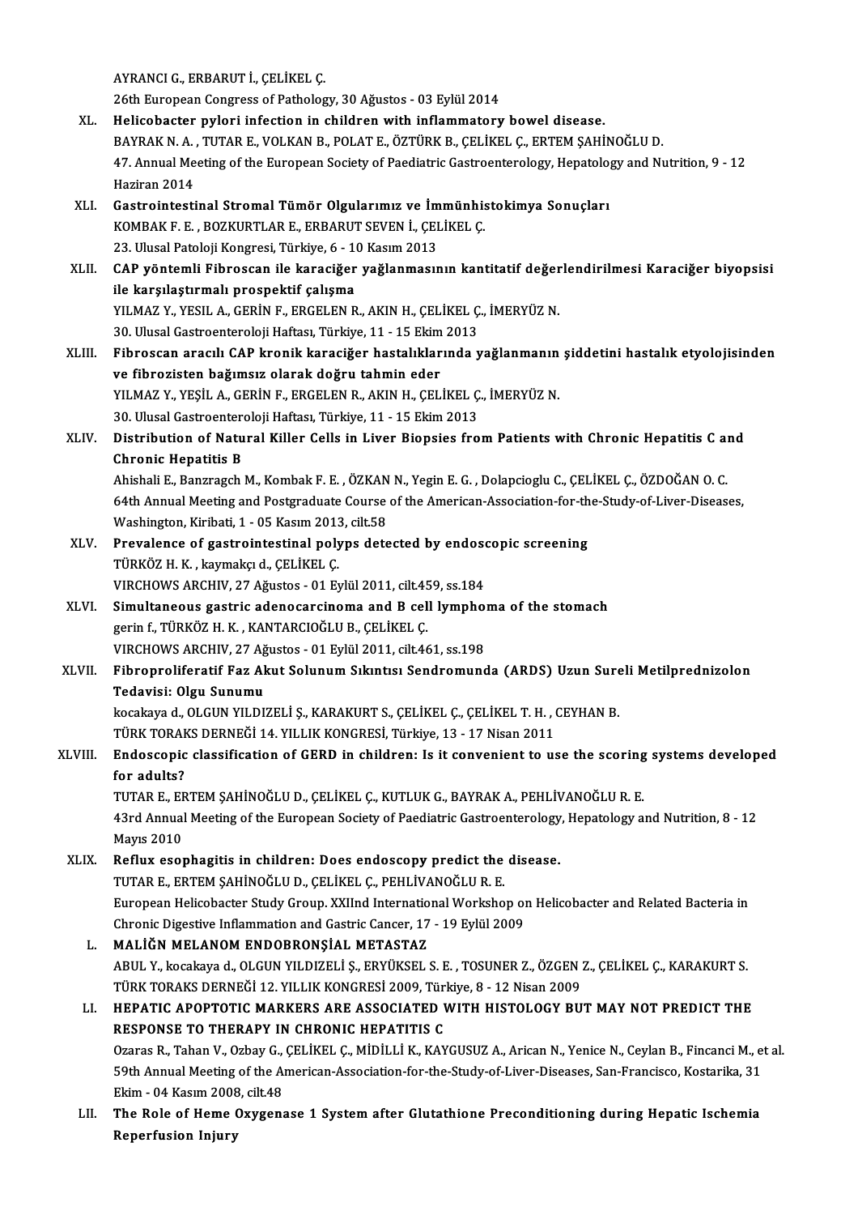AYRANCI G., ERBARUT İ., ÇELİKEL Ç.
26th European Congress of Pathology, 30 Ağustos - 03 Eylül 2014

XL. **Helicobacter pylori infection in children with inflammatory bowel disease.**
BAYRAK N. A. , TUTAR E., VOLKAN B., POLAT E., ÖZTÜRK B., ÇELİKEL Ç., ERTEM ŞAHİNOĞLU D.
47. Annual Meeting of the European Society of Paediatric Gastroenterology, Hepatology and Nutrition, 9 - 12 Haziran 2014

XLI. **Gastrointestinal Stromal Tümör Olgularımız ve İmmünhistokimya Sonuçları**
KOMBAK F. E. , BOZKURTLAR E., ERBARUT SEVEN İ., ÇELİKEL Ç.
23. Ulusal Patoloji Kongresi, Türkiye, 6 - 10 Kasım 2013

XLII. **CAP yöntemli Fibroscan ile karaciğer yağlanmasının kantitatif değerlendirilmesi Karaciğer biyopsisi ile karşılaştırmalı prospektif çalışma**
YILMAZ Y., YESIL A., GERİN F., ERGELEN R., AKIN H., ÇELİKEL Ç., İMERYÜZ N.
30. Ulusal Gastroenteroloji Haftası, Türkiye, 11 - 15 Ekim 2013

XLIII. **Fibroscan aracılı CAP kronik karaciğer hastalıklarında yağlanmanın şiddetini hastalık etyolojisinden ve fibrozisten bağımsız olarak doğru tahmin eder**
YILMAZ Y., YEŞİL A., GERİN F., ERGELEN R., AKIN H., ÇELİKEL Ç., İMERYÜZ N.
30. Ulusal Gastroenteroloji Haftası, Türkiye, 11 - 15 Ekim 2013

XLIV. **Distribution of Natural Killer Cells in Liver Biopsies from Patients with Chronic Hepatitis C and Chronic Hepatitis B**
Ahishali E., Banzragch M., Kombak F. E. , ÖZKAN N., Yegin E. G. , Dolapcioglu C., ÇELİKEL Ç., ÖZDOĞAN O. C.
64th Annual Meeting and Postgraduate Course of the American-Association-for-the-Study-of-Liver-Diseases, Washington, Kiribati, 1 - 05 Kasım 2013, cilt.58

XLV. **Prevalence of gastrointestinal polyps detected by endoscopic screening**
TÜRKÖZ H. K. , kaymakçı d., ÇELİKEL Ç.
VIRCHOWS ARCHIV, 27 Ağustos - 01 Eylül 2011, cilt.459, ss.184

XLVI. **Simultaneous gastric adenocarcinoma and B cell lymphoma of the stomach**
gerin f., TÜRKÖZ H. K. , KANTARCIOĞLU B., ÇELİKEL Ç.
VIRCHOWS ARCHIV, 27 Ağustos - 01 Eylül 2011, cilt.461, ss.198

XLVII. **Fibroproliferatif Faz Akut Solunum Sıkıntısı Sendromunda (ARDS) Uzun Sureli Metilprednizolon Tedavisi: Olgu Sunumu**
kocakaya d., OLGUN YILDIZELİ Ş., KARAKURT S., ÇELİKEL Ç., ÇELİKEL T. H. , CEYHAN B.
TÜRK TORAKS DERNEĞİ 14. YILLIK KONGRESİ, Türkiye, 13 - 17 Nisan 2011

XLVIII. **Endoscopic classification of GERD in children: Is it convenient to use the scoring systems developed for adults?**
TUTAR E., ERTEM ŞAHİNOĞLU D., ÇELİKEL Ç., KUTLUK G., BAYRAK A., PEHLİVANOĞLU R. E.
43rd Annual Meeting of the European Society of Paediatric Gastroenterology, Hepatology and Nutrition, 8 - 12 Mayıs 2010

XLIX. **Reflux esophagitis in children: Does endoscopy predict the disease.**
TUTAR E., ERTEM ŞAHİNOĞLU D., ÇELİKEL Ç., PEHLİVANOĞLU R. E.
European Helicobacter Study Group. XXIInd International Workshop on Helicobacter and Related Bacteria in Chronic Digestive Inflammation and Gastric Cancer, 17 - 19 Eylül 2009

L. **MALİĞN MELANOM ENDOBRONŞİAL METASTAZ**
ABUL Y., kocakaya d., OLGUN YILDIZELİ Ş., ERYÜKSEL S. E. , TOSUNER Z., ÖZGEN Z., ÇELİKEL Ç., KARAKURT S.
TÜRK TORAKS DERNEĞİ 12. YILLIK KONGRESİ 2009, Türkiye, 8 - 12 Nisan 2009

LI. **HEPATIC APOPTOTIC MARKERS ARE ASSOCIATED WITH HISTOLOGY BUT MAY NOT PREDICT THE RESPONSE TO THERAPY IN CHRONIC HEPATITIS C**
Ozaras R., Tahan V., Ozbay G., ÇELİKEL Ç., MİDİLLİ K., KAYGUSUZ A., Arican N., Yenice N., Ceylan B., Fincanci M., et al.
59th Annual Meeting of the American-Association-for-the-Study-of-Liver-Diseases, San-Francisco, Kostarika, 31 Ekim - 04 Kasım 2008, cilt.48

LII. **The Role of Heme Oxygenase 1 System after Glutathione Preconditioning during Hepatic Ischemia Reperfusion Injury**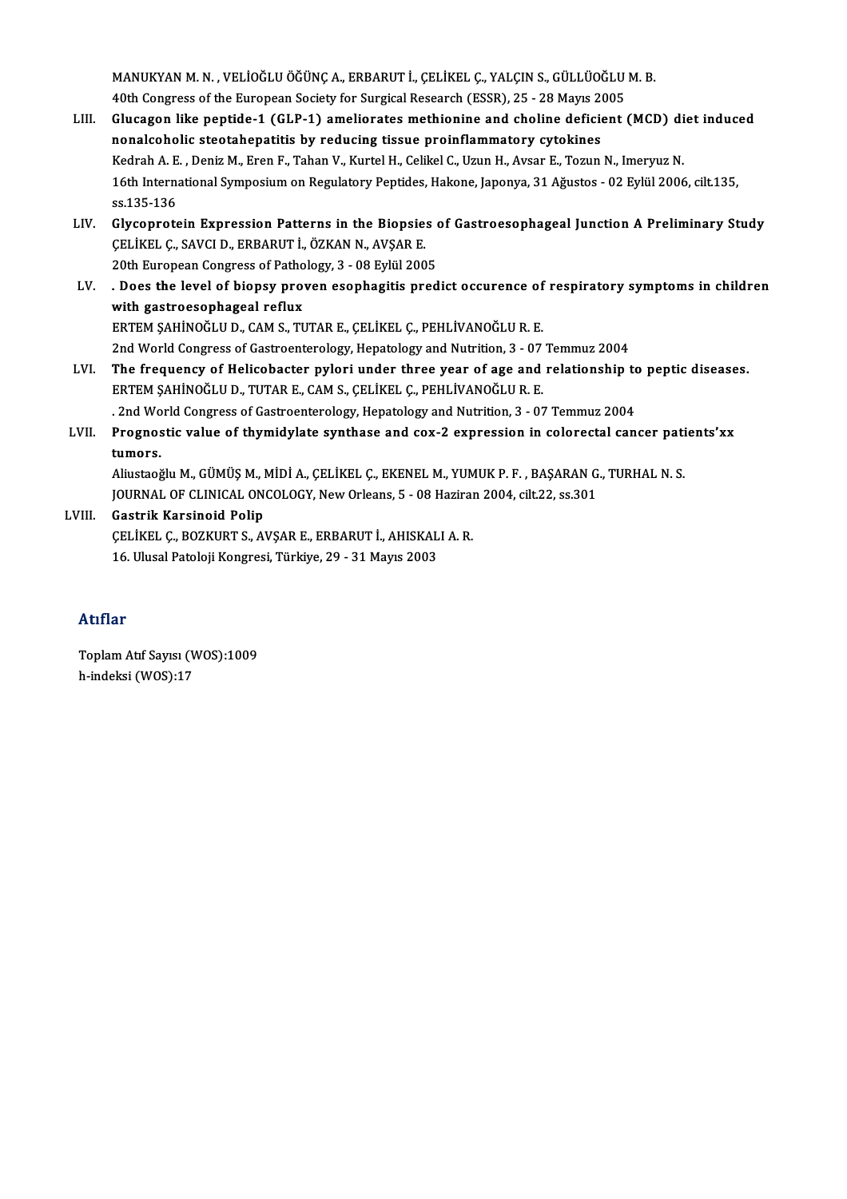MANUKYAN M. N. , VELİOĞLU ÖĞÜNÇ A., ERBARUT İ., ÇELİKEL Ç., YALÇIN S., GÜLLÜOĞLU M. B.
40th Congress of the European Society for Surgical Research (ESSR), 25 - 28 Mayıs 2005

LIII. **Glucagon like peptide-1 (GLP-1) ameliorates methionine and choline deficient (MCD) diet induced nonalcoholic steotahepatitis by reducing tissue proinflammatory cytokines**
Kedrah A. E. , Deniz M., Eren F., Tahan V., Kurtel H., Celikel C., Uzun H., Avsar E., Tozun N., Imeryuz N.
16th International Symposium on Regulatory Peptides, Hakone, Japonya, 31 Ağustos - 02 Eylül 2006, cilt.135, ss.135-136

LIV. **Glycoprotein Expression Patterns in the Biopsies of Gastroesophageal Junction A Preliminary Study**
ÇELİKEL Ç., SAVCI D., ERBARUT İ., ÖZKAN N., AVŞAR E.
20th European Congress of Pathology, 3 - 08 Eylül 2005

LV. **. Does the level of biopsy proven esophagitis predict occurence of respiratory symptoms in children with gastroesophageal reflux**
ERTEM ŞAHİNOĞLU D., CAM S., TUTAR E., ÇELİKEL Ç., PEHLİVANOĞLU R. E.
2nd World Congress of Gastroenterology, Hepatology and Nutrition, 3 - 07 Temmuz 2004

LVI. **The frequency of Helicobacter pylori under three year of age and relationship to peptic diseases.**
ERTEM ŞAHİNOĞLU D., TUTAR E., CAM S., ÇELİKEL Ç., PEHLİVANOĞLU R. E.
. 2nd World Congress of Gastroenterology, Hepatology and Nutrition, 3 - 07 Temmuz 2004

LVII. **Prognostic value of thymidylate synthase and cox-2 expression in colorectal cancer patients'xx tumors.**
Aliustaoğlu M., GÜMÜŞ M., MİDİ A., ÇELİKEL Ç., EKENEL M., YUMUK P. F. , BAŞARAN G., TURHAL N. S.
JOURNAL OF CLINICAL ONCOLOGY, New Orleans, 5 - 08 Haziran 2004, cilt.22, ss.301

LVIII. **Gastrik Karsinoid Polip**
ÇELİKEL Ç., BOZKURT S., AVŞAR E., ERBARUT İ., AHISKALI A. R.
16. Ulusal Patoloji Kongresi, Türkiye, 29 - 31 Mayıs 2003

## Atıflar

Toplam Atıf Sayısı (WOS):1009
h-indeksi (WOS):17